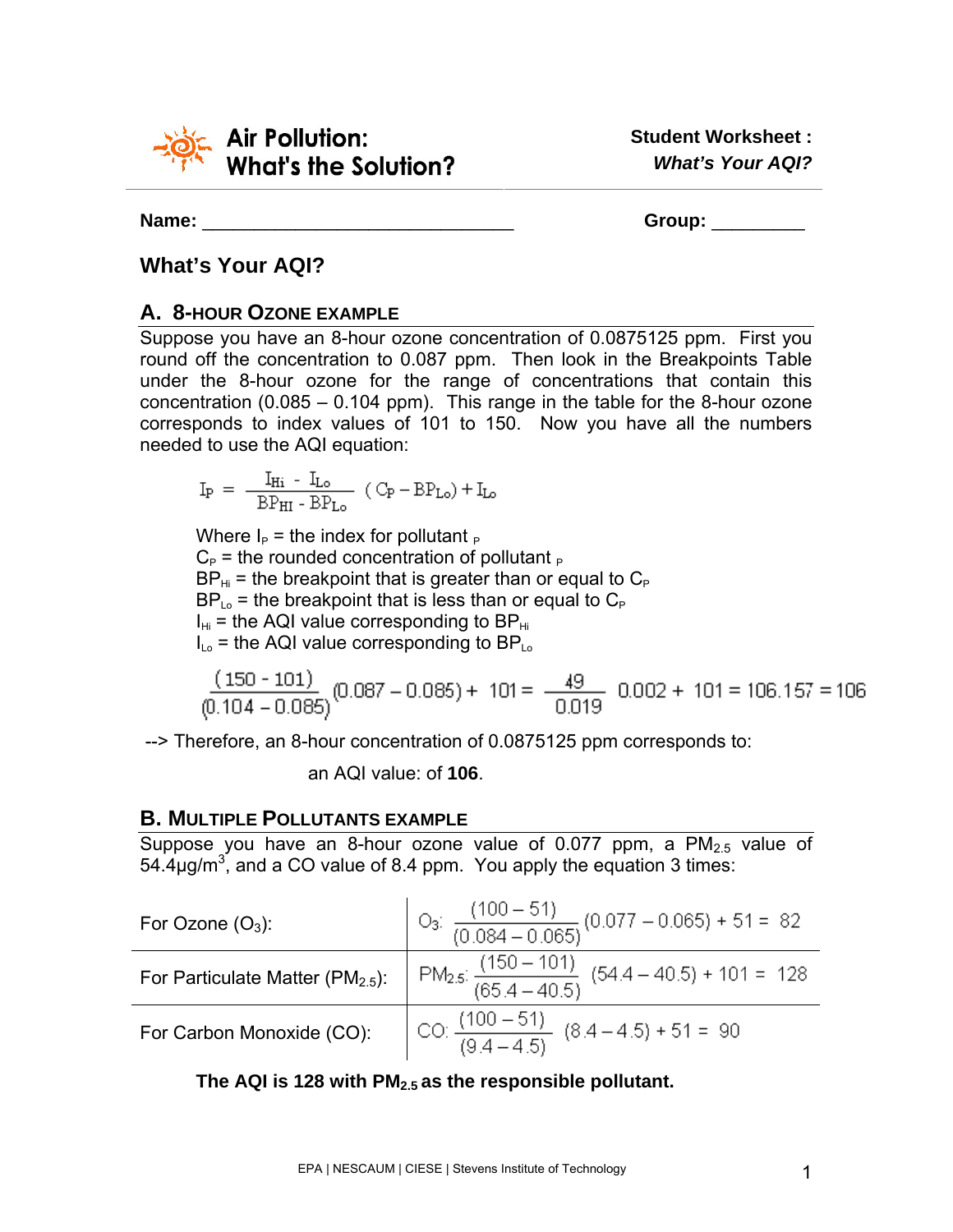# Air Pollution: What's the Solution?

**Student Worksheet :** ***What's Your AQI?***

**Name:** ______________________________ **Group:** _________

## What's Your AQI?

### A. 8-Hour Ozone Example

Suppose you have an 8-hour ozone concentration of 0.0875125 ppm. First you round off the concentration to 0.087 ppm. Then look in the Breakpoints Table under the 8-hour ozone for the range of concentrations that contain this concentration (0.085 – 0.104 ppm). This range in the table for the 8-hour ozone corresponds to index values of 101 to 150. Now you have all the numbers needed to use the AQI equation:

$$I_P = \frac{I_{Hi} - I_{Lo}}{BP_{HI} - BP_{Lo}} (C_P - BP_{Lo}) + I_{Lo}$$

Where $I_P$ = the index for pollutant $_P$
$C_P$ = the rounded concentration of pollutant $_P$
$BP_{Hi}$ = the breakpoint that is greater than or equal to $C_P$
$BP_{Lo}$ = the breakpoint that is less than or equal to $C_P$
$I_{Hi}$ = the AQI value corresponding to $BP_{Hi}$
$I_{Lo}$ = the AQI value corresponding to $BP_{Lo}$

$$\frac{(150 - 101)}{(0.104 - 0.085)} (0.087 - 0.085) + 101 = \frac{49}{0.019} \; 0.002 + 101 = 106.157 = 106$$

--> Therefore, an 8-hour concentration of 0.0875125 ppm corresponds to:

an AQI value: of **106**.

### B. Multiple Pollutants Example

Suppose you have an 8-hour ozone value of 0.077 ppm, a $PM_{2.5}$ value of 54.4µg/m$^3$, and a CO value of 8.4 ppm. You apply the equation 3 times:

| | |
|---|---|
| For Ozone ($O_3$): | $O_3$: $\frac{(100 - 51)}{(0.084 - 0.065)} (0.077 - 0.065) + 51 = 82$ |
| For Particulate Matter ($PM_{2.5}$): | $PM_{2.5}$: $\frac{(150 - 101)}{(65.4 - 40.5)} (54.4 - 40.5) + 101 = 128$ |
| For Carbon Monoxide (CO): | CO: $\frac{(100 - 51)}{(9.4 - 4.5)} (8.4 - 4.5) + 51 = 90$ |

**The AQI is 128 with $PM_{2.5}$ as the responsible pollutant.**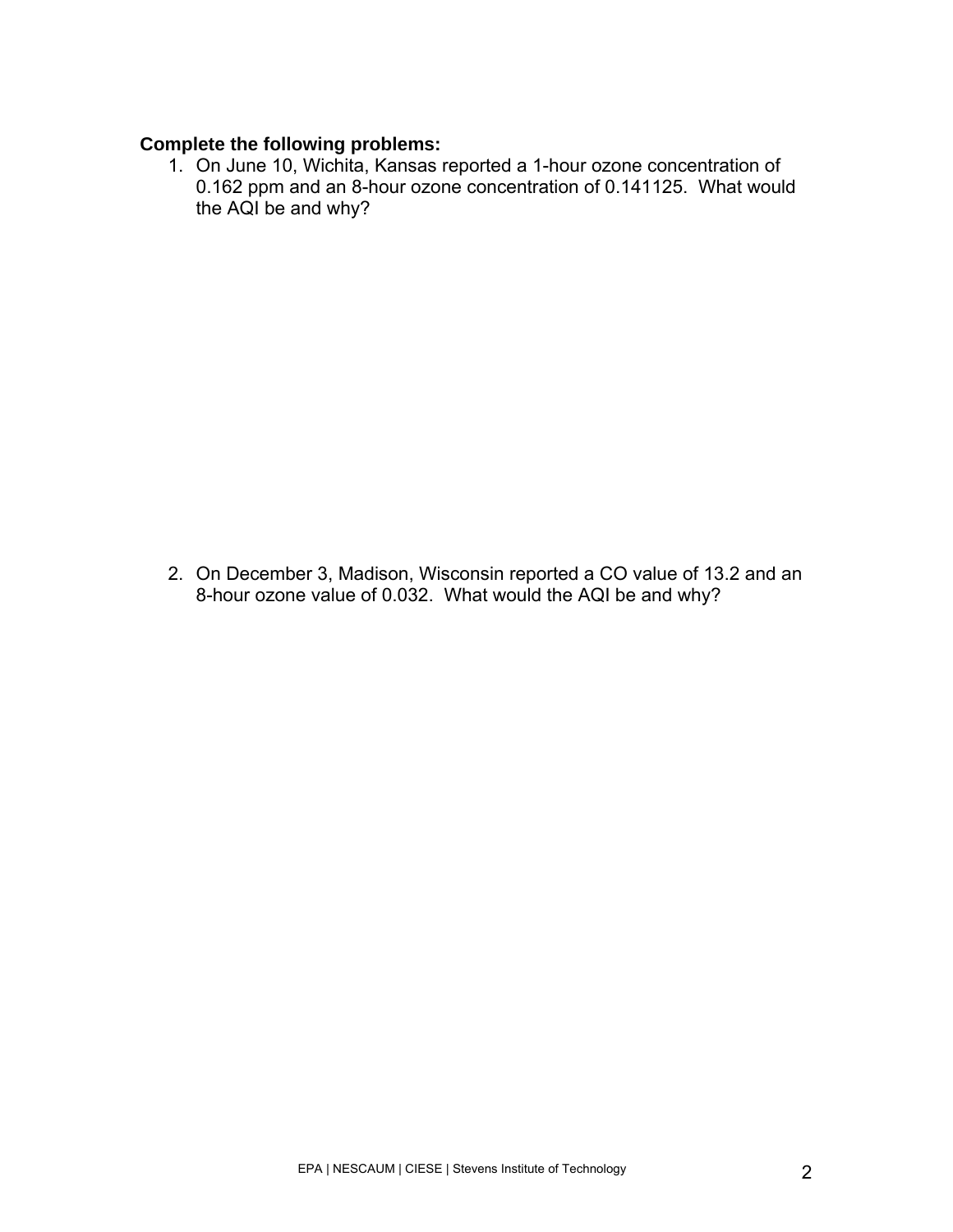**Complete the following problems:**

1. On June 10, Wichita, Kansas reported a 1-hour ozone concentration of 0.162 ppm and an 8-hour ozone concentration of 0.141125. What would the AQI be and why?

2. On December 3, Madison, Wisconsin reported a CO value of 13.2 and an 8-hour ozone value of 0.032. What would the AQI be and why?